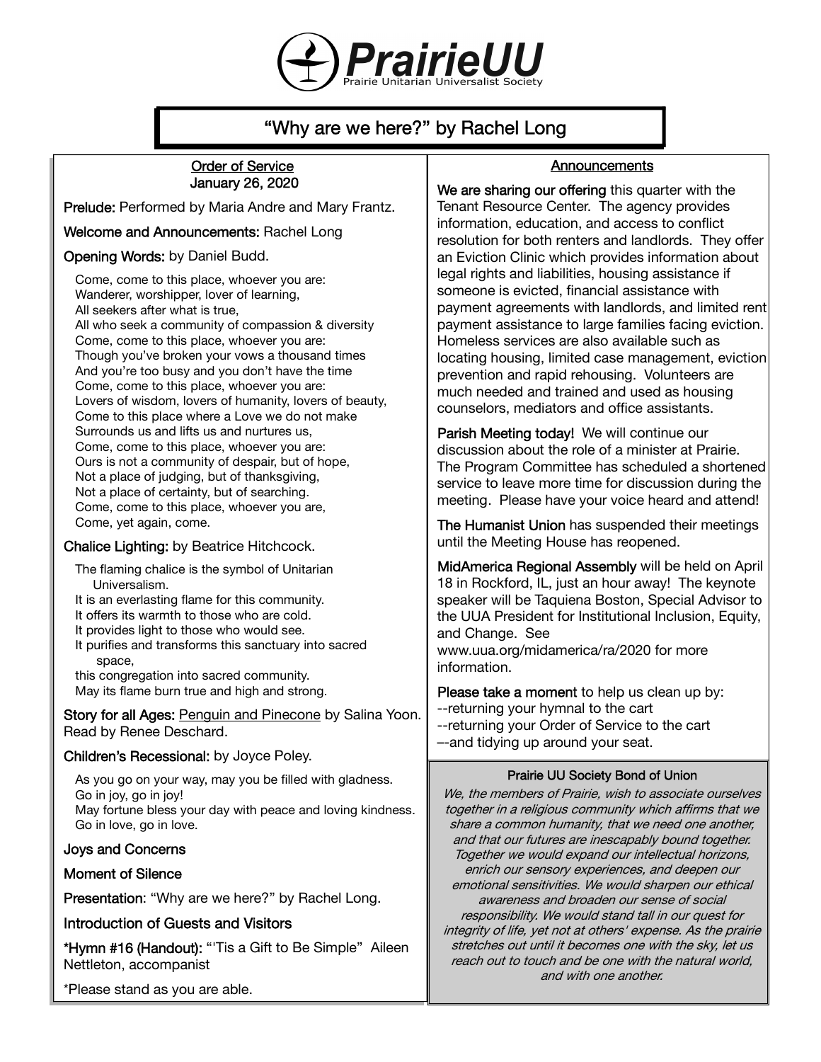# PrairieUU

Prairie Unitarian Universalist Society

## "Why are we here?" by Rachel Long

### Order of Service
### January 26, 2020

**Prelude:** Performed by Maria Andre and Mary Frantz.

**Welcome and Announcements:** Rachel Long

**Opening Words:** by Daniel Budd.

Come, come to this place, whoever you are:
Wanderer, worshipper, lover of learning,
All seekers after what is true,
All who seek a community of compassion & diversity
Come, come to this place, whoever you are:
Though you've broken your vows a thousand times
And you're too busy and you don't have the time
Come, come to this place, whoever you are:
Lovers of wisdom, lovers of humanity, lovers of beauty,
Come to this place where a Love we do not make
Surrounds us and lifts us and nurtures us,
Come, come to this place, whoever you are:
Ours is not a community of despair, but of hope,
Not a place of judging, but of thanksgiving,
Not a place of certainty, but of searching.
Come, come to this place, whoever you are,
Come, yet again, come.

**Chalice Lighting:** by Beatrice Hitchcock.

The flaming chalice is the symbol of Unitarian Universalism.
It is an everlasting flame for this community.
It offers its warmth to those who are cold.
It provides light to those who would see.
It purifies and transforms this sanctuary into sacred space,
this congregation into sacred community.
May its flame burn true and high and strong.

**Story for all Ages:** Penguin and Pinecone by Salina Yoon. Read by Renee Deschard.

**Children's Recessional:** by Joyce Poley.

As you go on your way, may you be filled with gladness.
Go in joy, go in joy!
May fortune bless your day with peace and loving kindness.
Go in love, go in love.

**Joys and Concerns**

**Moment of Silence**

**Presentation**: "Why are we here?" by Rachel Long.

**Introduction of Guests and Visitors**

***Hymn #16 (Handout):** "'Tis a Gift to Be Simple" Aileen Nettleton, accompanist

*Please stand as you are able.

### Announcements

**We are sharing our offering** this quarter with the Tenant Resource Center. The agency provides information, education, and access to conflict resolution for both renters and landlords. They offer an Eviction Clinic which provides information about legal rights and liabilities, housing assistance if someone is evicted, financial assistance with payment agreements with landlords, and limited rent payment assistance to large families facing eviction. Homeless services are also available such as locating housing, limited case management, eviction prevention and rapid rehousing. Volunteers are much needed and trained and used as housing counselors, mediators and office assistants.

**Parish Meeting today!** We will continue our discussion about the role of a minister at Prairie. The Program Committee has scheduled a shortened service to leave more time for discussion during the meeting. Please have your voice heard and attend!

**The Humanist Union** has suspended their meetings until the Meeting House has reopened.

**MidAmerica Regional Assembly** will be held on April 18 in Rockford, IL, just an hour away! The keynote speaker will be Taquiena Boston, Special Advisor to the UUA President for Institutional Inclusion, Equity, and Change. See www.uua.org/midamerica/ra/2020 for more information.

**Please take a moment** to help us clean up by:
--returning your hymnal to the cart
--returning your Order of Service to the cart
--and tidying up around your seat.

### Prairie UU Society Bond of Union

*We, the members of Prairie, wish to associate ourselves together in a religious community which affirms that we share a common humanity, that we need one another, and that our futures are inescapably bound together. Together we would expand our intellectual horizons, enrich our sensory experiences, and deepen our emotional sensitivities. We would sharpen our ethical awareness and broaden our sense of social responsibility. We would stand tall in our quest for integrity of life, yet not at others' expense. As the prairie stretches out until it becomes one with the sky, let us reach out to touch and be one with the natural world, and with one another.*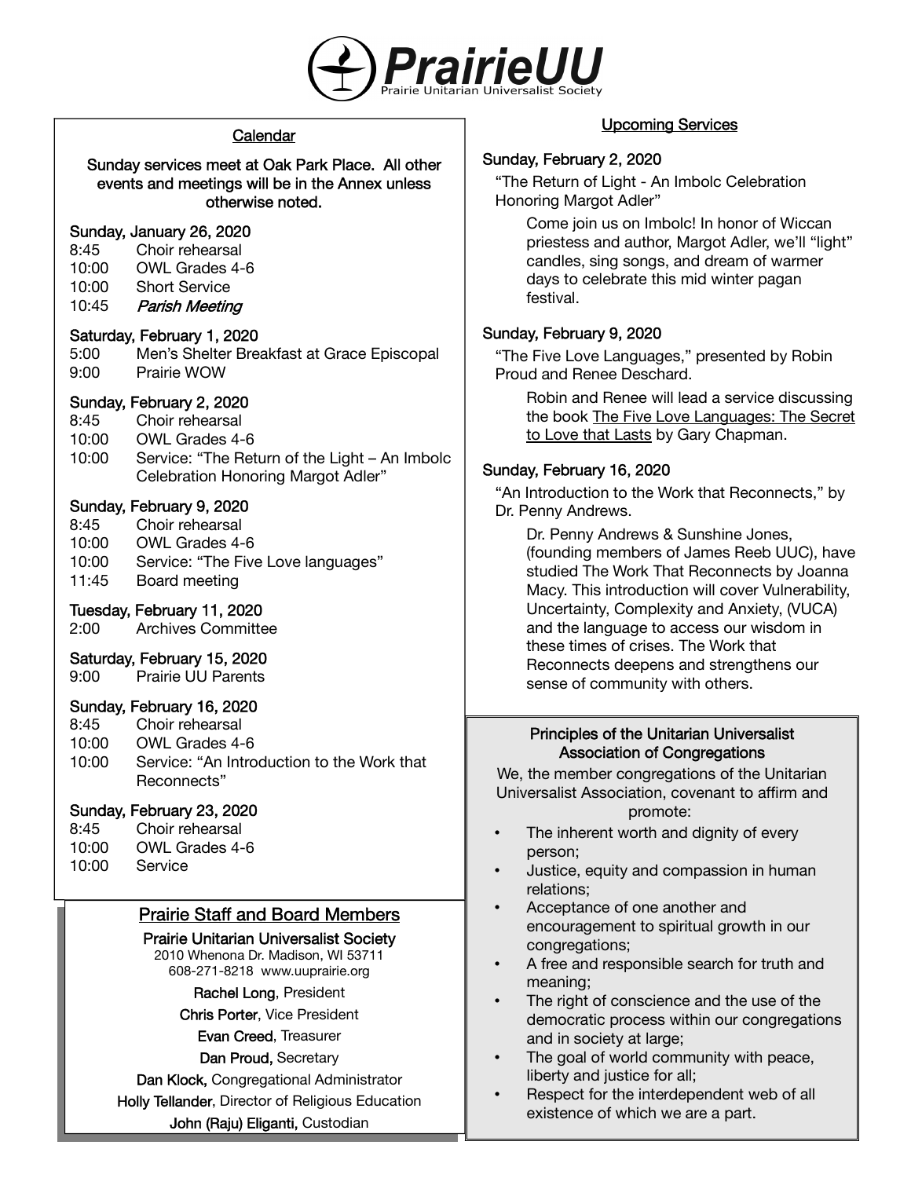# PrairieUU

Prairie Unitarian Universalist Society

## Calendar

Sunday services meet at Oak Park Place. All other events and meetings will be in the Annex unless otherwise noted.

**Sunday, January 26, 2020**

| | |
|---|---|
| 8:45 | Choir rehearsal |
| 10:00 | OWL Grades 4-6 |
| 10:00 | Short Service |
| 10:45 | *Parish Meeting* |

**Saturday, February 1, 2020**

| | |
|---|---|
| 5:00 | Men's Shelter Breakfast at Grace Episcopal |
| 9:00 | Prairie WOW |

**Sunday, February 2, 2020**

| | |
|---|---|
| 8:45 | Choir rehearsal |
| 10:00 | OWL Grades 4-6 |
| 10:00 | Service: "The Return of the Light – An Imbolc Celebration Honoring Margot Adler" |

**Sunday, February 9, 2020**

| | |
|---|---|
| 8:45 | Choir rehearsal |
| 10:00 | OWL Grades 4-6 |
| 10:00 | Service: "The Five Love languages" |
| 11:45 | Board meeting |

**Tuesday, February 11, 2020**

| | |
|---|---|
| 2:00 | Archives Committee |

**Saturday, February 15, 2020**

| | |
|---|---|
| 9:00 | Prairie UU Parents |

**Sunday, February 16, 2020**

| | |
|---|---|
| 8:45 | Choir rehearsal |
| 10:00 | OWL Grades 4-6 |
| 10:00 | Service: "An Introduction to the Work that Reconnects" |

**Sunday, February 23, 2020**

| | |
|---|---|
| 8:45 | Choir rehearsal |
| 10:00 | OWL Grades 4-6 |
| 10:00 | Service |

## Prairie Staff and Board Members

**Prairie Unitarian Universalist Society**
2010 Whenona Dr. Madison, WI 53711
608-271-8218 www.uuprairie.org

**Rachel Long**, President
**Chris Porter**, Vice President
**Evan Creed**, Treasurer
**Dan Proud**, Secretary
**Dan Klock**, Congregational Administrator
**Holly Tellander**, Director of Religious Education
**John (Raju) Eliganti**, Custodian

## Upcoming Services

**Sunday, February 2, 2020**

"The Return of Light - An Imbolc Celebration Honoring Margot Adler"

Come join us on Imbolc! In honor of Wiccan priestess and author, Margot Adler, we'll "light" candles, sing songs, and dream of warmer days to celebrate this mid winter pagan festival.

**Sunday, February 9, 2020**

"The Five Love Languages," presented by Robin Proud and Renee Deschard.

Robin and Renee will lead a service discussing the book The Five Love Languages: The Secret to Love that Lasts by Gary Chapman.

**Sunday, February 16, 2020**

"An Introduction to the Work that Reconnects," by Dr. Penny Andrews.

Dr. Penny Andrews & Sunshine Jones, (founding members of James Reeb UUC), have studied The Work That Reconnects by Joanna Macy. This introduction will cover Vulnerability, Uncertainty, Complexity and Anxiety, (VUCA) and the language to access our wisdom in these times of crises. The Work that Reconnects deepens and strengthens our sense of community with others.

## Principles of the Unitarian Universalist Association of Congregations

We, the member congregations of the Unitarian Universalist Association, covenant to affirm and promote:

- The inherent worth and dignity of every person;
- Justice, equity and compassion in human relations;
- Acceptance of one another and encouragement to spiritual growth in our congregations;
- A free and responsible search for truth and meaning;
- The right of conscience and the use of the democratic process within our congregations and in society at large;
- The goal of world community with peace, liberty and justice for all;
- Respect for the interdependent web of all existence of which we are a part.